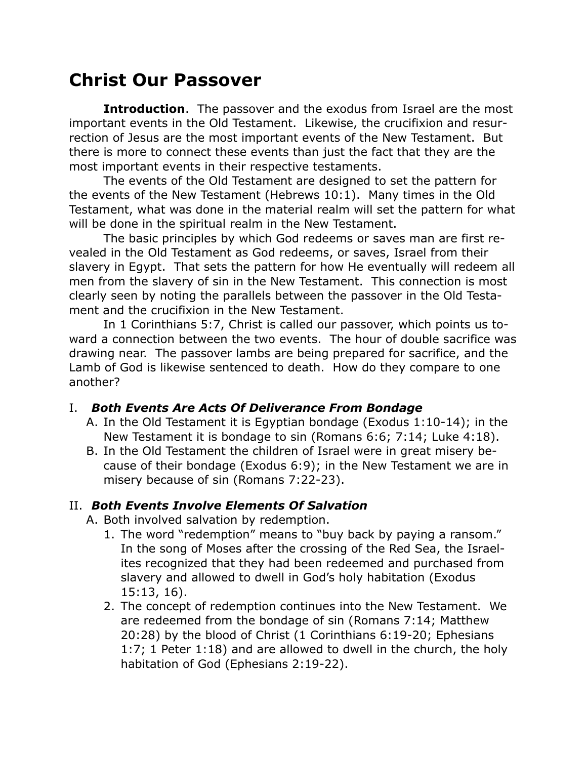# Christ Our Passover

**Introduction**. The passover and the exodus from Israel are the most important events in the Old Testament. Likewise, the crucifixion and resurrection of Jesus are the most important events of the New Testament. But there is more to connect these events than just the fact that they are the most important events in their respective testaments.

The events of the Old Testament are designed to set the pattern for the events of the New Testament (Hebrews 10:1). Many times in the Old Testament, what was done in the material realm will set the pattern for what will be done in the spiritual realm in the New Testament.

The basic principles by which God redeems or saves man are first revealed in the Old Testament as God redeems, or saves, Israel from their slavery in Egypt. That sets the pattern for how He eventually will redeem all men from the slavery of sin in the New Testament. This connection is most clearly seen by noting the parallels between the passover in the Old Testament and the crucifixion in the New Testament.

In 1 Corinthians 5:7, Christ is called our passover, which points us toward a connection between the two events. The hour of double sacrifice was drawing near. The passover lambs are being prepared for sacrifice, and the Lamb of God is likewise sentenced to death. How do they compare to one another?

## I. *Both Events Are Acts Of Deliverance From Bondage*

A. In the Old Testament it is Egyptian bondage (Exodus 1:10-14); in the New Testament it is bondage to sin (Romans 6:6; 7:14; Luke 4:18).

B. In the Old Testament the children of Israel were in great misery because of their bondage (Exodus 6:9); in the New Testament we are in misery because of sin (Romans 7:22-23).

## II. *Both Events Involve Elements Of Salvation*

A. Both involved salvation by redemption.

1. The word "redemption" means to "buy back by paying a ransom." In the song of Moses after the crossing of the Red Sea, the Israelites recognized that they had been redeemed and purchased from slavery and allowed to dwell in God's holy habitation (Exodus 15:13, 16).
2. The concept of redemption continues into the New Testament. We are redeemed from the bondage of sin (Romans 7:14; Matthew 20:28) by the blood of Christ (1 Corinthians 6:19-20; Ephesians 1:7; 1 Peter 1:18) and are allowed to dwell in the church, the holy habitation of God (Ephesians 2:19-22).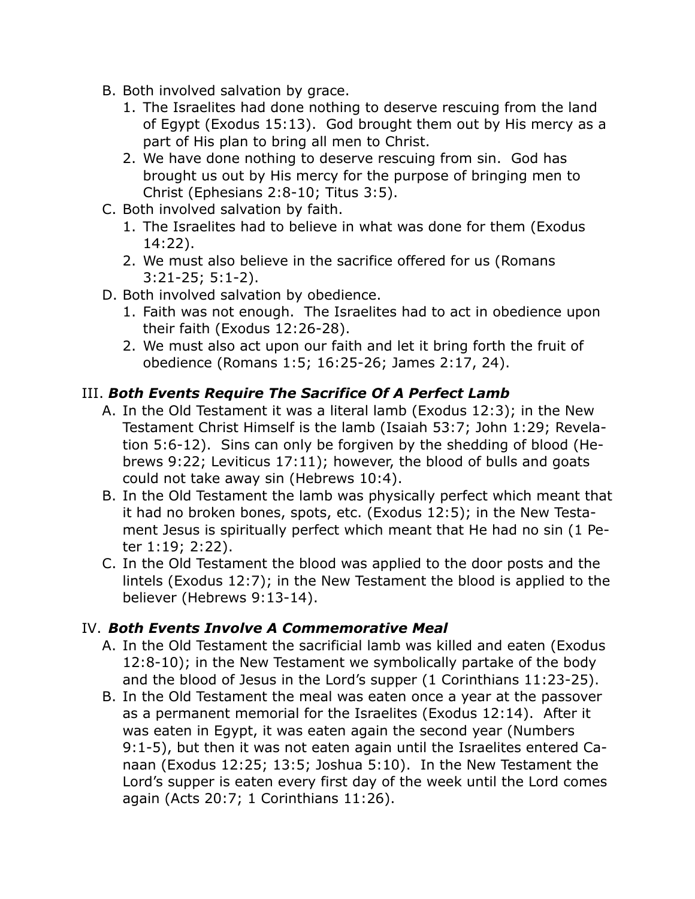B. Both involved salvation by grace.
   1. The Israelites had done nothing to deserve rescuing from the land of Egypt (Exodus 15:13). God brought them out by His mercy as a part of His plan to bring all men to Christ.
   2. We have done nothing to deserve rescuing from sin. God has brought us out by His mercy for the purpose of bringing men to Christ (Ephesians 2:8-10; Titus 3:5).

C. Both involved salvation by faith.
   1. The Israelites had to believe in what was done for them (Exodus 14:22).
   2. We must also believe in the sacrifice offered for us (Romans 3:21-25; 5:1-2).

D. Both involved salvation by obedience.
   1. Faith was not enough. The Israelites had to act in obedience upon their faith (Exodus 12:26-28).
   2. We must also act upon our faith and let it bring forth the fruit of obedience (Romans 1:5; 16:25-26; James 2:17, 24).

## III. ***Both Events Require The Sacrifice Of A Perfect Lamb***

A. In the Old Testament it was a literal lamb (Exodus 12:3); in the New Testament Christ Himself is the lamb (Isaiah 53:7; John 1:29; Revelation 5:6-12). Sins can only be forgiven by the shedding of blood (Hebrews 9:22; Leviticus 17:11); however, the blood of bulls and goats could not take away sin (Hebrews 10:4).

B. In the Old Testament the lamb was physically perfect which meant that it had no broken bones, spots, etc. (Exodus 12:5); in the New Testament Jesus is spiritually perfect which meant that He had no sin (1 Peter 1:19; 2:22).

C. In the Old Testament the blood was applied to the door posts and the lintels (Exodus 12:7); in the New Testament the blood is applied to the believer (Hebrews 9:13-14).

## IV. ***Both Events Involve A Commemorative Meal***

A. In the Old Testament the sacrificial lamb was killed and eaten (Exodus 12:8-10); in the New Testament we symbolically partake of the body and the blood of Jesus in the Lord's supper (1 Corinthians 11:23-25).

B. In the Old Testament the meal was eaten once a year at the passover as a permanent memorial for the Israelites (Exodus 12:14). After it was eaten in Egypt, it was eaten again the second year (Numbers 9:1-5), but then it was not eaten again until the Israelites entered Canaan (Exodus 12:25; 13:5; Joshua 5:10). In the New Testament the Lord's supper is eaten every first day of the week until the Lord comes again (Acts 20:7; 1 Corinthians 11:26).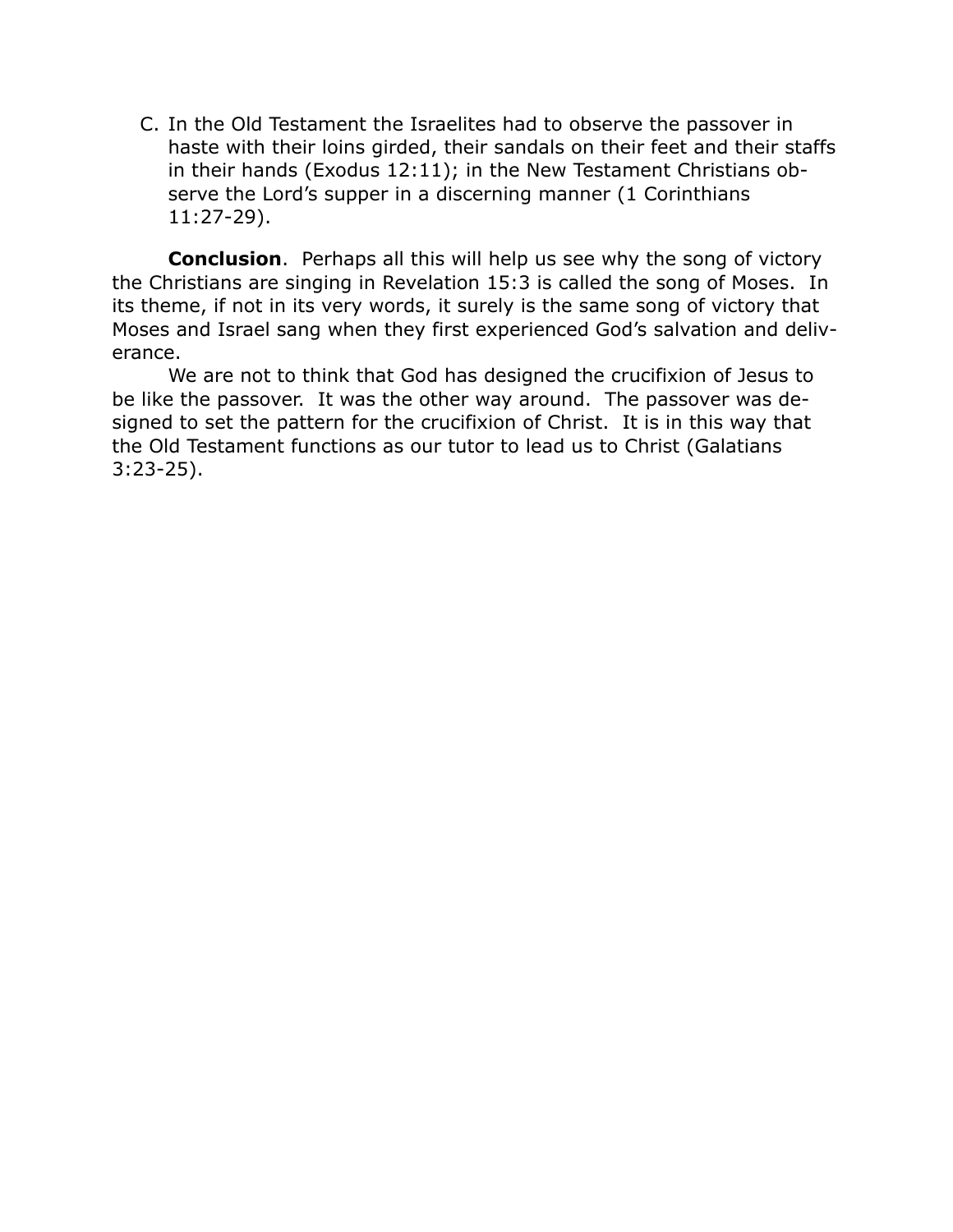C. In the Old Testament the Israelites had to observe the passover in haste with their loins girded, their sandals on their feet and their staffs in their hands (Exodus 12:11); in the New Testament Christians observe the Lord's supper in a discerning manner (1 Corinthians 11:27-29).

**Conclusion**. Perhaps all this will help us see why the song of victory the Christians are singing in Revelation 15:3 is called the song of Moses. In its theme, if not in its very words, it surely is the same song of victory that Moses and Israel sang when they first experienced God's salvation and deliverance.

We are not to think that God has designed the crucifixion of Jesus to be like the passover. It was the other way around. The passover was designed to set the pattern for the crucifixion of Christ. It is in this way that the Old Testament functions as our tutor to lead us to Christ (Galatians 3:23-25).